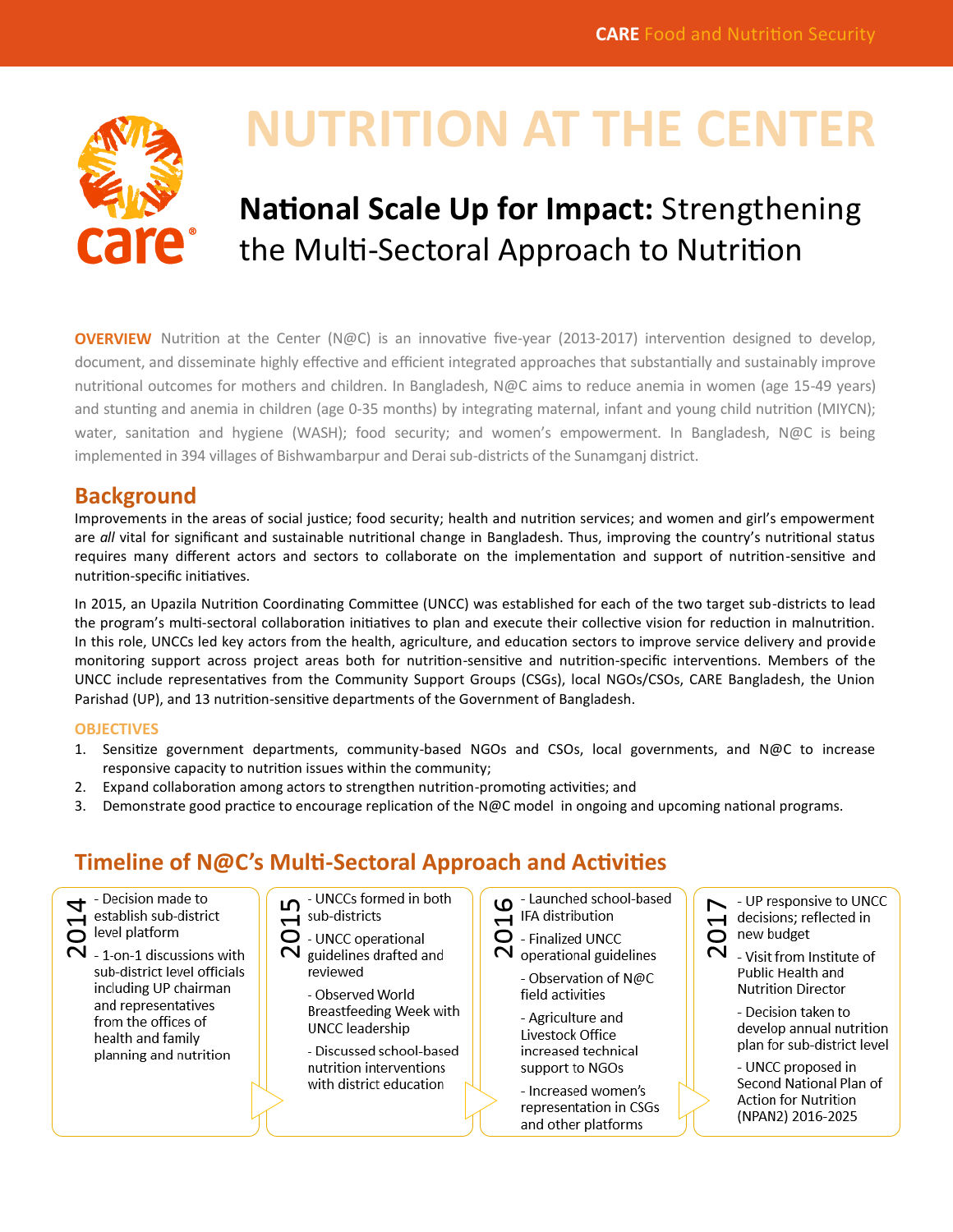CARE Food and Nutrition Security

# NUTRITION AT THE CENTER

## **National Scale Up for Impact:** Strengthening the Multi-Sectoral Approach to Nutrition

**OVERVIEW** Nutrition at the Center (N@C) is an innovative five-year (2013-2017) intervention designed to develop, document, and disseminate highly effective and efficient integrated approaches that substantially and sustainably improve nutritional outcomes for mothers and children. In Bangladesh, N@C aims to reduce anemia in women (age 15-49 years) and stunting and anemia in children (age 0-35 months) by integrating maternal, infant and young child nutrition (MIYCN); water, sanitation and hygiene (WASH); food security; and women's empowerment. In Bangladesh, N@C is being implemented in 394 villages of Bishwambarpur and Derai sub-districts of the Sunamganj district.

## Background

Improvements in the areas of social justice; food security; health and nutrition services; and women and girl's empowerment are *all* vital for significant and sustainable nutritional change in Bangladesh. Thus, improving the country's nutritional status requires many different actors and sectors to collaborate on the implementation and support of nutrition-sensitive and nutrition-specific initiatives.

In 2015, an Upazila Nutrition Coordinating Committee (UNCC) was established for each of the two target sub-districts to lead the program's multi-sectoral collaboration initiatives to plan and execute their collective vision for reduction in malnutrition. In this role, UNCCs led key actors from the health, agriculture, and education sectors to improve service delivery and provide monitoring support across project areas both for nutrition-sensitive and nutrition-specific interventions. Members of the UNCC include representatives from the Community Support Groups (CSGs), local NGOs/CSOs, CARE Bangladesh, the Union Parishad (UP), and 13 nutrition-sensitive departments of the Government of Bangladesh.

### OBJECTIVES

1. Sensitize government departments, community-based NGOs and CSOs, local governments, and N@C to increase responsive capacity to nutrition issues within the community;
2. Expand collaboration among actors to strengthen nutrition-promoting activities; and
3. Demonstrate good practice to encourage replication of the N@C model in ongoing and upcoming national programs.

## Timeline of N@C's Multi-Sectoral Approach and Activities

**2014**
- Decision made to establish sub-district level platform
- 1-on-1 discussions with sub-district level officials including UP chairman and representatives from the offices of health and family planning and nutrition

**2015**
- UNCCs formed in both sub-districts
- UNCC operational guidelines drafted and reviewed
- Observed World Breastfeeding Week with UNCC leadership
- Discussed school-based nutrition interventions with district education

**2016**
- Launched school-based IFA distribution
- Finalized UNCC operational guidelines
- Observation of N@C field activities
- Agriculture and Livestock Office increased technical support to NGOs
- Increased women's representation in CSGs and other platforms

**2017**
- UP responsive to UNCC decisions; reflected in new budget
- Visit from Institute of Public Health and Nutrition Director
- Decision taken to develop annual nutrition plan for sub-district level
- UNCC proposed in Second National Plan of Action for Nutrition (NPAN2) 2016-2025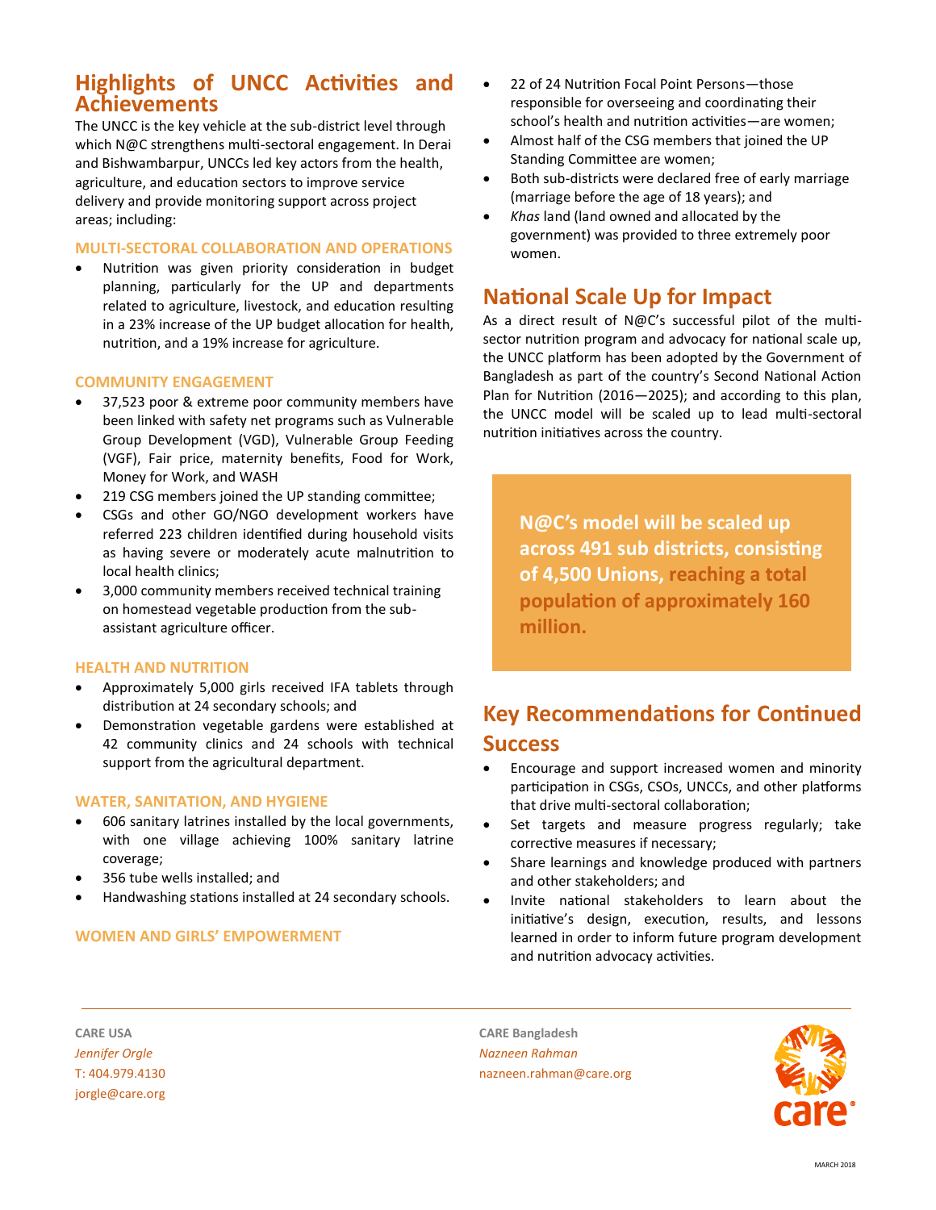## Highlights of UNCC Activities and Achievements

The UNCC is the key vehicle at the sub-district level through which N@C strengthens multi-sectoral engagement. In Derai and Bishwambarpur, UNCCs led key actors from the health, agriculture, and education sectors to improve service delivery and provide monitoring support across project areas; including:

### MULTI-SECTORAL COLLABORATION AND OPERATIONS

- Nutrition was given priority consideration in budget planning, particularly for the UP and departments related to agriculture, livestock, and education resulting in a 23% increase of the UP budget allocation for health, nutrition, and a 19% increase for agriculture.

### COMMUNITY ENGAGEMENT

- 37,523 poor & extreme poor community members have been linked with safety net programs such as Vulnerable Group Development (VGD), Vulnerable Group Feeding (VGF), Fair price, maternity benefits, Food for Work, Money for Work, and WASH
- 219 CSG members joined the UP standing committee;
- CSGs and other GO/NGO development workers have referred 223 children identified during household visits as having severe or moderately acute malnutrition to local health clinics;
- 3,000 community members received technical training on homestead vegetable production from the sub-assistant agriculture officer.

### HEALTH AND NUTRITION

- Approximately 5,000 girls received IFA tablets through distribution at 24 secondary schools; and
- Demonstration vegetable gardens were established at 42 community clinics and 24 schools with technical support from the agricultural department.

### WATER, SANITATION, AND HYGIENE

- 606 sanitary latrines installed by the local governments, with one village achieving 100% sanitary latrine coverage;
- 356 tube wells installed; and
- Handwashing stations installed at 24 secondary schools.

### WOMEN AND GIRLS' EMPOWERMENT

- 22 of 24 Nutrition Focal Point Persons—those responsible for overseeing and coordinating their school's health and nutrition activities—are women;
- Almost half of the CSG members that joined the UP Standing Committee are women;
- Both sub-districts were declared free of early marriage (marriage before the age of 18 years); and
- *Khas* land (land owned and allocated by the government) was provided to three extremely poor women.

## National Scale Up for Impact

As a direct result of N@C's successful pilot of the multi-sector nutrition program and advocacy for national scale up, the UNCC platform has been adopted by the Government of Bangladesh as part of the country's Second National Action Plan for Nutrition (2016—2025); and according to this plan, the UNCC model will be scaled up to lead multi-sectoral nutrition initiatives across the country.

**N@C's model will be scaled up across 491 sub districts, consisting of 4,500 Unions, reaching a total population of approximately 160 million.**

## Key Recommendations for Continued Success

- Encourage and support increased women and minority participation in CSGs, CSOs, UNCCs, and other platforms that drive multi-sectoral collaboration;
- Set targets and measure progress regularly; take corrective measures if necessary;
- Share learnings and knowledge produced with partners and other stakeholders; and
- Invite national stakeholders to learn about the initiative's design, execution, results, and lessons learned in order to inform future program development and nutrition advocacy activities.

**CARE USA**
*Jennifer Orgle*
T: 404.979.4130
jorgle@care.org

**CARE Bangladesh**
*Nazneen Rahman*
nazneen.rahman@care.org

care

MARCH 2018